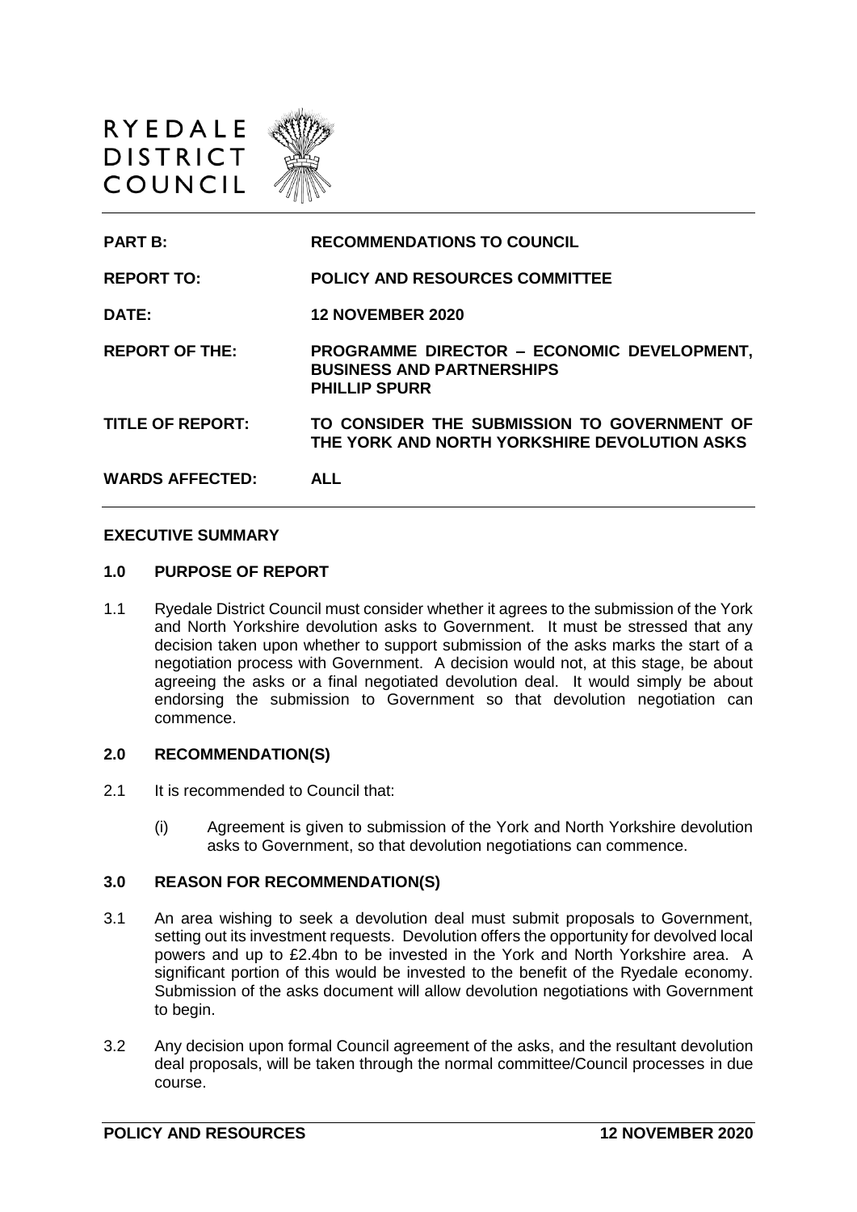RYEDALE DISTRICT COUNCIL

| | |
|---|---|
| **PART B:** | **RECOMMENDATIONS TO COUNCIL** |
| **REPORT TO:** | **POLICY AND RESOURCES COMMITTEE** |
| **DATE:** | **12 NOVEMBER 2020** |
| **REPORT OF THE:** | **PROGRAMME DIRECTOR – ECONOMIC DEVELOPMENT, BUSINESS AND PARTNERSHIPS PHILLIP SPURR** |
| **TITLE OF REPORT:** | **TO CONSIDER THE SUBMISSION TO GOVERNMENT OF THE YORK AND NORTH YORKSHIRE DEVOLUTION ASKS** |
| **WARDS AFFECTED:** | **ALL** |

## EXECUTIVE SUMMARY

### 1.0 PURPOSE OF REPORT

1.1 Ryedale District Council must consider whether it agrees to the submission of the York and North Yorkshire devolution asks to Government. It must be stressed that any decision taken upon whether to support submission of the asks marks the start of a negotiation process with Government. A decision would not, at this stage, be about agreeing the asks or a final negotiated devolution deal. It would simply be about endorsing the submission to Government so that devolution negotiation can commence.

### 2.0 RECOMMENDATION(S)

2.1 It is recommended to Council that:

(i) Agreement is given to submission of the York and North Yorkshire devolution asks to Government, so that devolution negotiations can commence.

### 3.0 REASON FOR RECOMMENDATION(S)

3.1 An area wishing to seek a devolution deal must submit proposals to Government, setting out its investment requests. Devolution offers the opportunity for devolved local powers and up to £2.4bn to be invested in the York and North Yorkshire area. A significant portion of this would be invested to the benefit of the Ryedale economy. Submission of the asks document will allow devolution negotiations with Government to begin.

3.2 Any decision upon formal Council agreement of the asks, and the resultant devolution deal proposals, will be taken through the normal committee/Council processes in due course.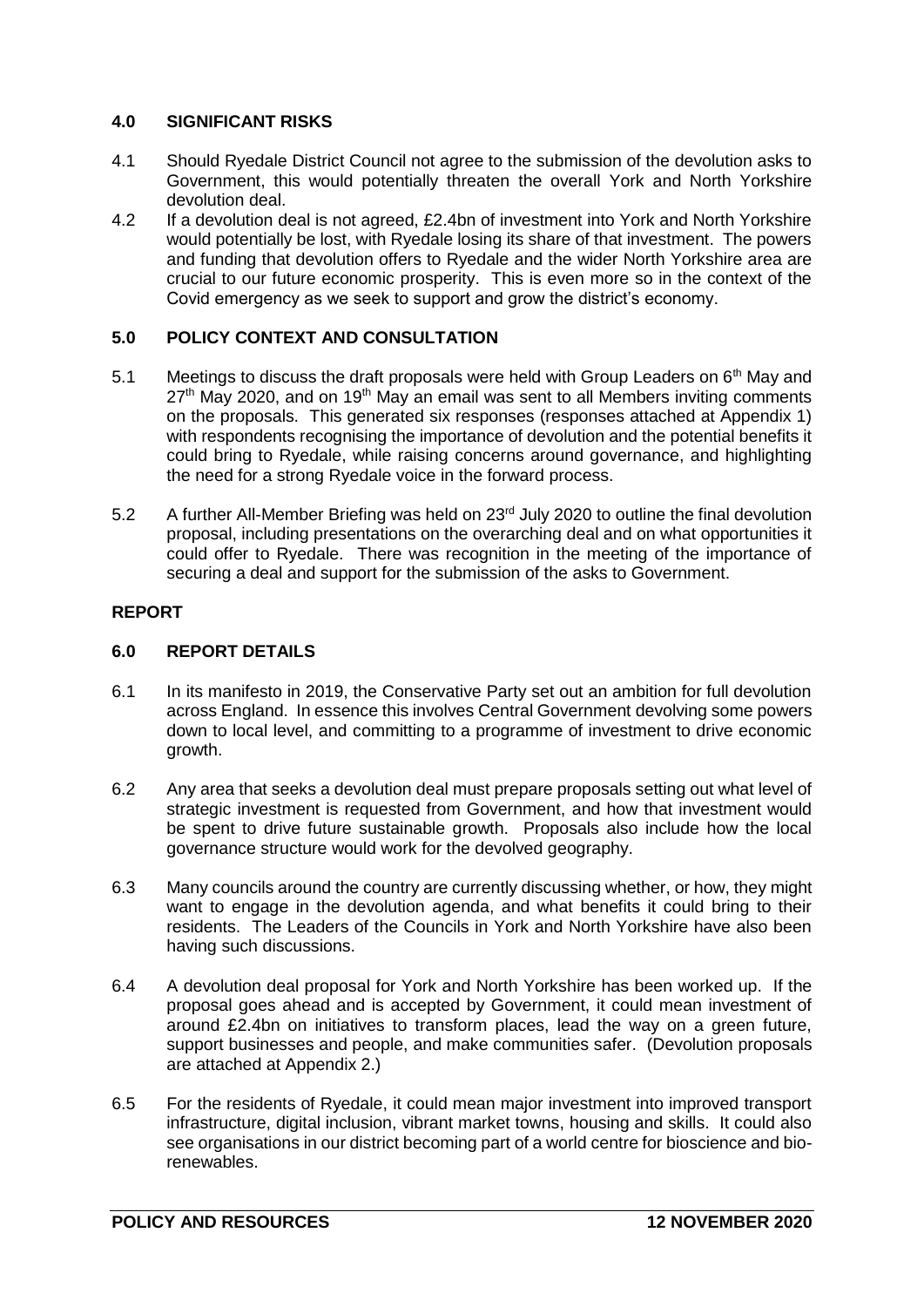## 4.0 SIGNIFICANT RISKS

4.1 Should Ryedale District Council not agree to the submission of the devolution asks to Government, this would potentially threaten the overall York and North Yorkshire devolution deal.

4.2 If a devolution deal is not agreed, £2.4bn of investment into York and North Yorkshire would potentially be lost, with Ryedale losing its share of that investment. The powers and funding that devolution offers to Ryedale and the wider North Yorkshire area are crucial to our future economic prosperity. This is even more so in the context of the Covid emergency as we seek to support and grow the district's economy.

## 5.0 POLICY CONTEXT AND CONSULTATION

5.1 Meetings to discuss the draft proposals were held with Group Leaders on 6th May and 27th May 2020, and on 19th May an email was sent to all Members inviting comments on the proposals. This generated six responses (responses attached at Appendix 1) with respondents recognising the importance of devolution and the potential benefits it could bring to Ryedale, while raising concerns around governance, and highlighting the need for a strong Ryedale voice in the forward process.

5.2 A further All-Member Briefing was held on 23rd July 2020 to outline the final devolution proposal, including presentations on the overarching deal and on what opportunities it could offer to Ryedale. There was recognition in the meeting of the importance of securing a deal and support for the submission of the asks to Government.

## REPORT

## 6.0 REPORT DETAILS

6.1 In its manifesto in 2019, the Conservative Party set out an ambition for full devolution across England. In essence this involves Central Government devolving some powers down to local level, and committing to a programme of investment to drive economic growth.

6.2 Any area that seeks a devolution deal must prepare proposals setting out what level of strategic investment is requested from Government, and how that investment would be spent to drive future sustainable growth. Proposals also include how the local governance structure would work for the devolved geography.

6.3 Many councils around the country are currently discussing whether, or how, they might want to engage in the devolution agenda, and what benefits it could bring to their residents. The Leaders of the Councils in York and North Yorkshire have also been having such discussions.

6.4 A devolution deal proposal for York and North Yorkshire has been worked up. If the proposal goes ahead and is accepted by Government, it could mean investment of around £2.4bn on initiatives to transform places, lead the way on a green future, support businesses and people, and make communities safer. (Devolution proposals are attached at Appendix 2.)

6.5 For the residents of Ryedale, it could mean major investment into improved transport infrastructure, digital inclusion, vibrant market towns, housing and skills. It could also see organisations in our district becoming part of a world centre for bioscience and bio-renewables.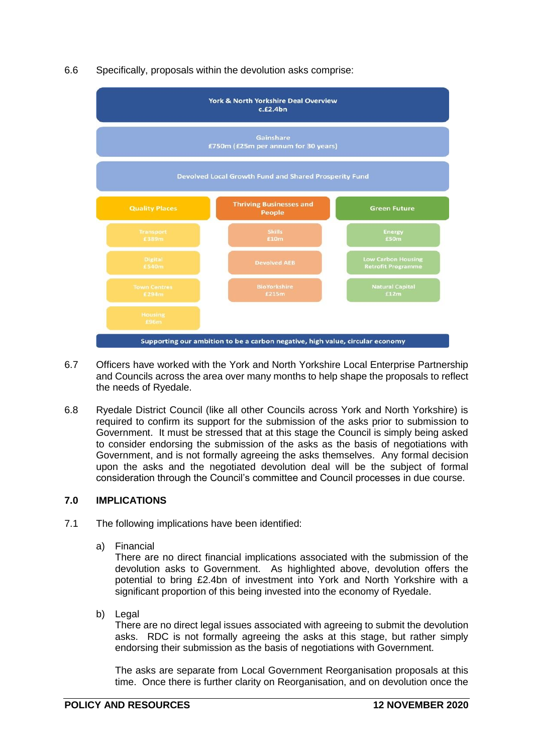6.6 Specifically, proposals within the devolution asks comprise:

**York & North Yorkshire Deal Overview**
**c.£2.4bn**

**Gainshare**
**£750m (£25m per annum for 30 years)**

**Devolved Local Growth Fund and Shared Prosperity Fund**

| Quality Places | Thriving Businesses and People | Green Future |
| --- | --- | --- |
| Transport £389m | Skills £10m | Energy £50m |
| Digital £540m | Devolved AEB | Low Carbon Housing Retrofit Programme |
| Town Centres £294m | BioYorkshire £215m | Natural Capital £12m |
| Housing £96m | | |

**Supporting our ambition to be a carbon negative, high value, circular economy**

6.7 Officers have worked with the York and North Yorkshire Local Enterprise Partnership and Councils across the area over many months to help shape the proposals to reflect the needs of Ryedale.

6.8 Ryedale District Council (like all other Councils across York and North Yorkshire) is required to confirm its support for the submission of the asks prior to submission to Government. It must be stressed that at this stage the Council is simply being asked to consider endorsing the submission of the asks as the basis of negotiations with Government, and is not formally agreeing the asks themselves. Any formal decision upon the asks and the negotiated devolution deal will be the subject of formal consideration through the Council's committee and Council processes in due course.

## 7.0 IMPLICATIONS

7.1 The following implications have been identified:

a) Financial
There are no direct financial implications associated with the submission of the devolution asks to Government. As highlighted above, devolution offers the potential to bring £2.4bn of investment into York and North Yorkshire with a significant proportion of this being invested into the economy of Ryedale.

b) Legal
There are no direct legal issues associated with agreeing to submit the devolution asks. RDC is not formally agreeing the asks at this stage, but rather simply endorsing their submission as the basis of negotiations with Government.

The asks are separate from Local Government Reorganisation proposals at this time. Once there is further clarity on Reorganisation, and on devolution once the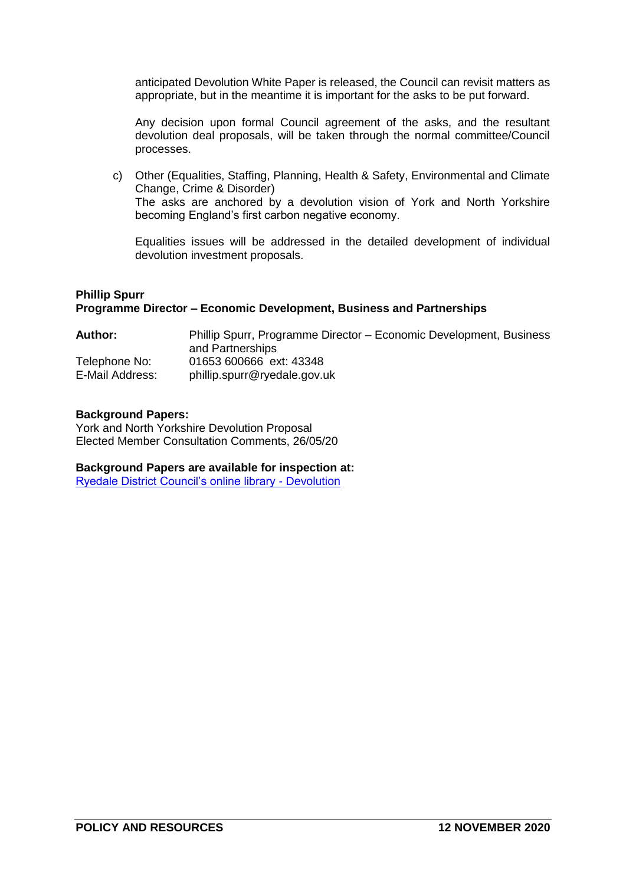anticipated Devolution White Paper is released, the Council can revisit matters as appropriate, but in the meantime it is important for the asks to be put forward.

Any decision upon formal Council agreement of the asks, and the resultant devolution deal proposals, will be taken through the normal committee/Council processes.

c) Other (Equalities, Staffing, Planning, Health & Safety, Environmental and Climate Change, Crime & Disorder)
The asks are anchored by a devolution vision of York and North Yorkshire becoming England's first carbon negative economy.

Equalities issues will be addressed in the detailed development of individual devolution investment proposals.

**Phillip Spurr**
**Programme Director – Economic Development, Business and Partnerships**

| | |
|---|---|
| **Author:** | Phillip Spurr, Programme Director – Economic Development, Business and Partnerships |
| Telephone No: | 01653 600666 ext: 43348 |
| E-Mail Address: | phillip.spurr@ryedale.gov.uk |

**Background Papers:**
York and North Yorkshire Devolution Proposal
Elected Member Consultation Comments, 26/05/20

**Background Papers are available for inspection at:**
Ryedale District Council's online library - Devolution